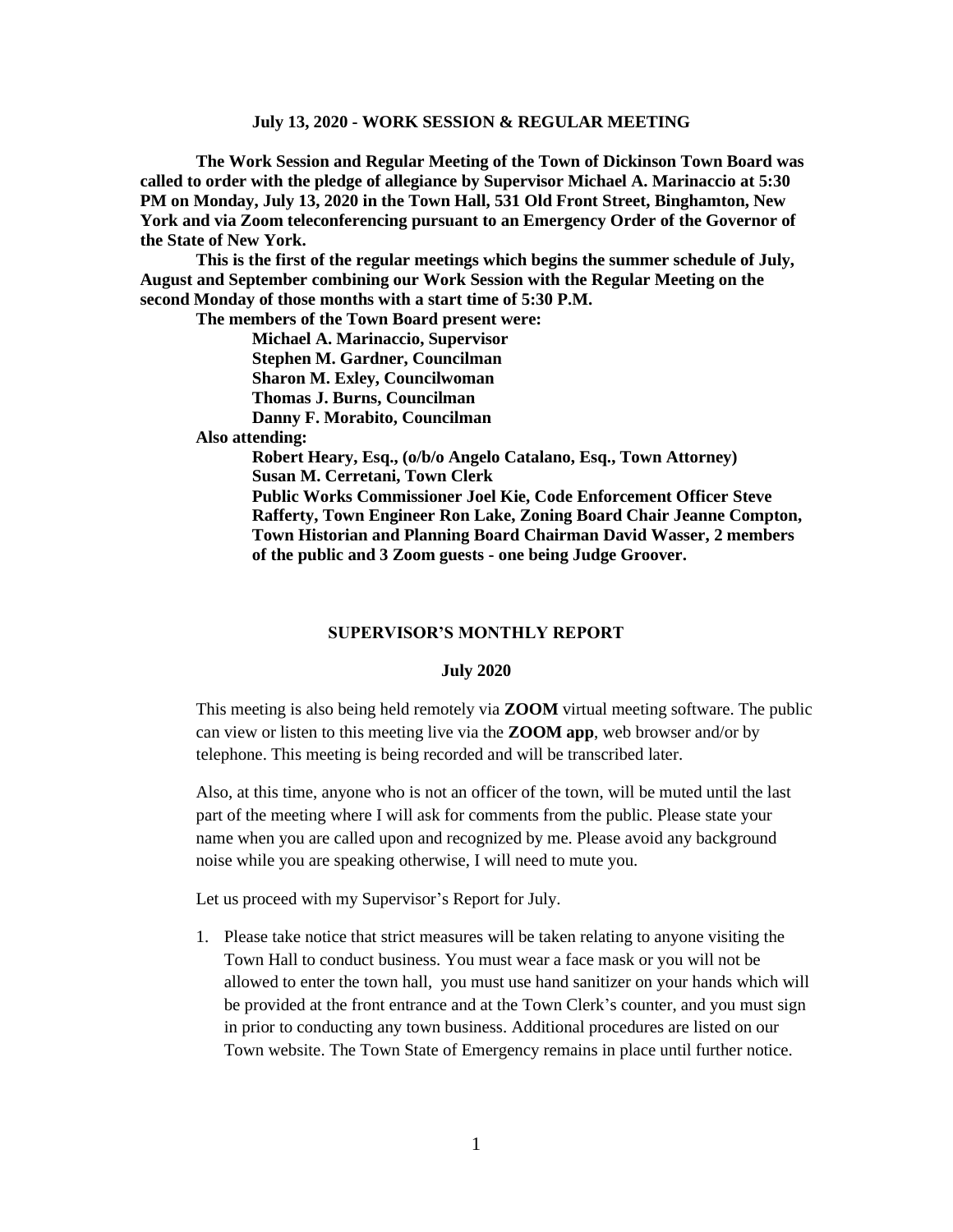**July 13, 2020 - WORK SESSION & REGULAR MEETING**

**The Work Session and Regular Meeting of the Town of Dickinson Town Board was called to order with the pledge of allegiance by Supervisor Michael A. Marinaccio at 5:30 PM on Monday, July 13, 2020 in the Town Hall, 531 Old Front Street, Binghamton, New York and via Zoom teleconferencing pursuant to an Emergency Order of the Governor of the State of New York.**

**This is the first of the regular meetings which begins the summer schedule of July, August and September combining our Work Session with the Regular Meeting on the second Monday of those months with a start time of 5:30 P.M.**

**The members of the Town Board present were:**

**Michael A. Marinaccio, Supervisor**
**Stephen M. Gardner, Councilman**
**Sharon M. Exley, Councilwoman**
**Thomas J. Burns, Councilman**
**Danny F. Morabito, Councilman**

**Also attending:**

**Robert Heary, Esq., (o/b/o Angelo Catalano, Esq., Town Attorney)**
**Susan M. Cerretani, Town Clerk**
**Public Works Commissioner Joel Kie, Code Enforcement Officer Steve Rafferty, Town Engineer Ron Lake, Zoning Board Chair Jeanne Compton, Town Historian and Planning Board Chairman David Wasser, 2 members of the public and 3 Zoom guests - one being Judge Groover.**

## SUPERVISOR'S MONTHLY REPORT

**July 2020**

This meeting is also being held remotely via **ZOOM** virtual meeting software. The public can view or listen to this meeting live via the **ZOOM app**, web browser and/or by telephone. This meeting is being recorded and will be transcribed later.

Also, at this time, anyone who is not an officer of the town, will be muted until the last part of the meeting where I will ask for comments from the public. Please state your name when you are called upon and recognized by me. Please avoid any background noise while you are speaking otherwise, I will need to mute you.

Let us proceed with my Supervisor's Report for July.

1. Please take notice that strict measures will be taken relating to anyone visiting the Town Hall to conduct business. You must wear a face mask or you will not be allowed to enter the town hall, you must use hand sanitizer on your hands which will be provided at the front entrance and at the Town Clerk's counter, and you must sign in prior to conducting any town business. Additional procedures are listed on our Town website. The Town State of Emergency remains in place until further notice.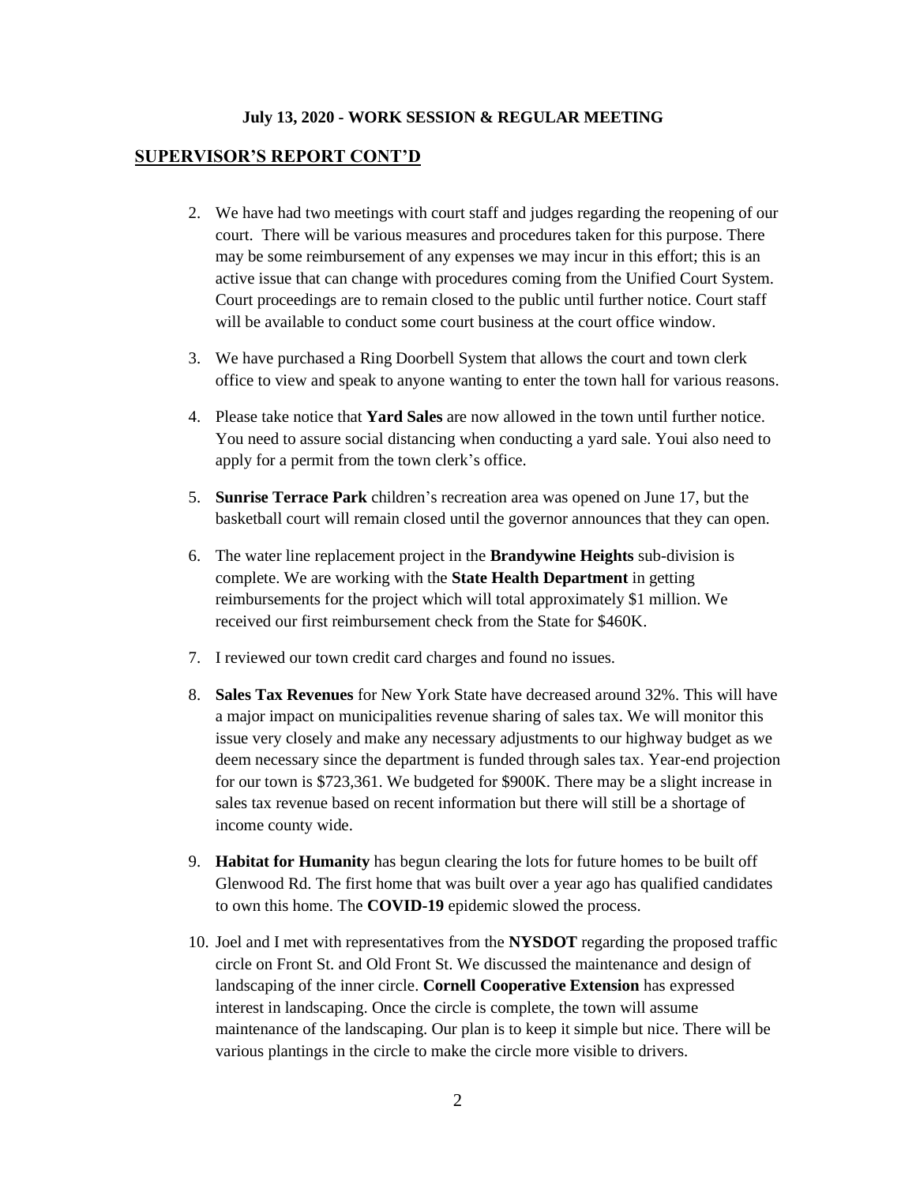**July 13, 2020 - WORK SESSION & REGULAR MEETING**

## SUPERVISOR'S REPORT CONT'D

2. We have had two meetings with court staff and judges regarding the reopening of our court. There will be various measures and procedures taken for this purpose. There may be some reimbursement of any expenses we may incur in this effort; this is an active issue that can change with procedures coming from the Unified Court System. Court proceedings are to remain closed to the public until further notice. Court staff will be available to conduct some court business at the court office window.

3. We have purchased a Ring Doorbell System that allows the court and town clerk office to view and speak to anyone wanting to enter the town hall for various reasons.

4. Please take notice that **Yard Sales** are now allowed in the town until further notice. You need to assure social distancing when conducting a yard sale. Youi also need to apply for a permit from the town clerk's office.

5. **Sunrise Terrace Park** children's recreation area was opened on June 17, but the basketball court will remain closed until the governor announces that they can open.

6. The water line replacement project in the **Brandywine Heights** sub-division is complete. We are working with the **State Health Department** in getting reimbursements for the project which will total approximately $1 million. We received our first reimbursement check from the State for $460K.

7. I reviewed our town credit card charges and found no issues.

8. **Sales Tax Revenues** for New York State have decreased around 32%. This will have a major impact on municipalities revenue sharing of sales tax. We will monitor this issue very closely and make any necessary adjustments to our highway budget as we deem necessary since the department is funded through sales tax. Year-end projection for our town is $723,361. We budgeted for $900K. There may be a slight increase in sales tax revenue based on recent information but there will still be a shortage of income county wide.

9. **Habitat for Humanity** has begun clearing the lots for future homes to be built off Glenwood Rd. The first home that was built over a year ago has qualified candidates to own this home. The **COVID-19** epidemic slowed the process.

10. Joel and I met with representatives from the **NYSDOT** regarding the proposed traffic circle on Front St. and Old Front St. We discussed the maintenance and design of landscaping of the inner circle. **Cornell Cooperative Extension** has expressed interest in landscaping. Once the circle is complete, the town will assume maintenance of the landscaping. Our plan is to keep it simple but nice. There will be various plantings in the circle to make the circle more visible to drivers.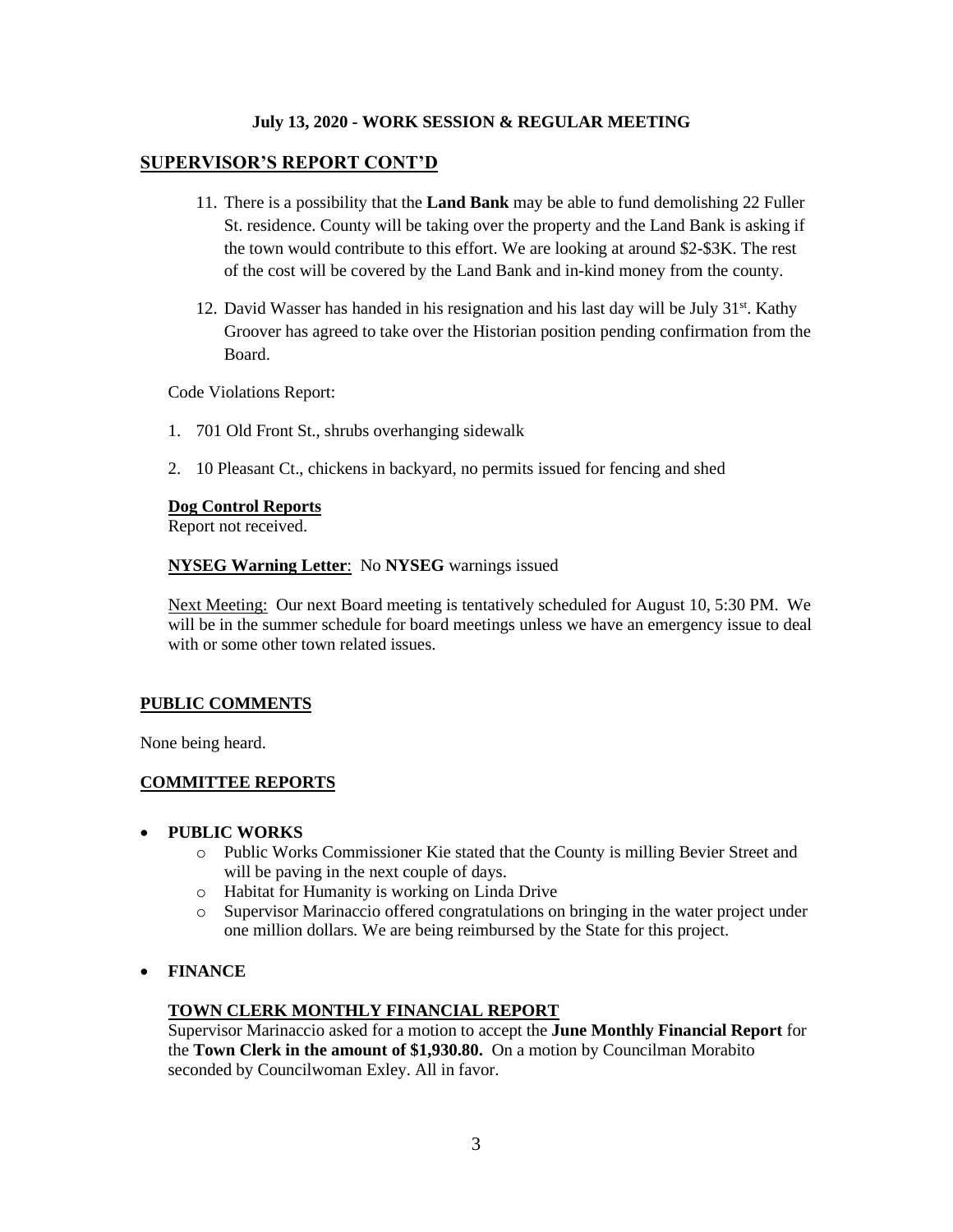**July 13, 2020 - WORK SESSION & REGULAR MEETING**

## SUPERVISOR'S REPORT CONT'D

11. There is a possibility that the **Land Bank** may be able to fund demolishing 22 Fuller St. residence. County will be taking over the property and the Land Bank is asking if the town would contribute to this effort. We are looking at around $2-$3K. The rest of the cost will be covered by the Land Bank and in-kind money from the county.

12. David Wasser has handed in his resignation and his last day will be July 31st. Kathy Groover has agreed to take over the Historian position pending confirmation from the Board.

Code Violations Report:

1. 701 Old Front St., shrubs overhanging sidewalk
2. 10 Pleasant Ct., chickens in backyard, no permits issued for fencing and shed

**Dog Control Reports**
Report not received.

**NYSEG Warning Letter**: No **NYSEG** warnings issued

Next Meeting: Our next Board meeting is tentatively scheduled for August 10, 5:30 PM. We will be in the summer schedule for board meetings unless we have an emergency issue to deal with or some other town related issues.

## PUBLIC COMMENTS

None being heard.

## COMMITTEE REPORTS

- **PUBLIC WORKS**
  - Public Works Commissioner Kie stated that the County is milling Bevier Street and will be paving in the next couple of days.
  - Habitat for Humanity is working on Linda Drive
  - Supervisor Marinaccio offered congratulations on bringing in the water project under one million dollars. We are being reimbursed by the State for this project.

- **FINANCE**

### TOWN CLERK MONTHLY FINANCIAL REPORT

Supervisor Marinaccio asked for a motion to accept the **June Monthly Financial Report** for the **Town Clerk in the amount of $1,930.80.** On a motion by Councilman Morabito seconded by Councilwoman Exley. All in favor.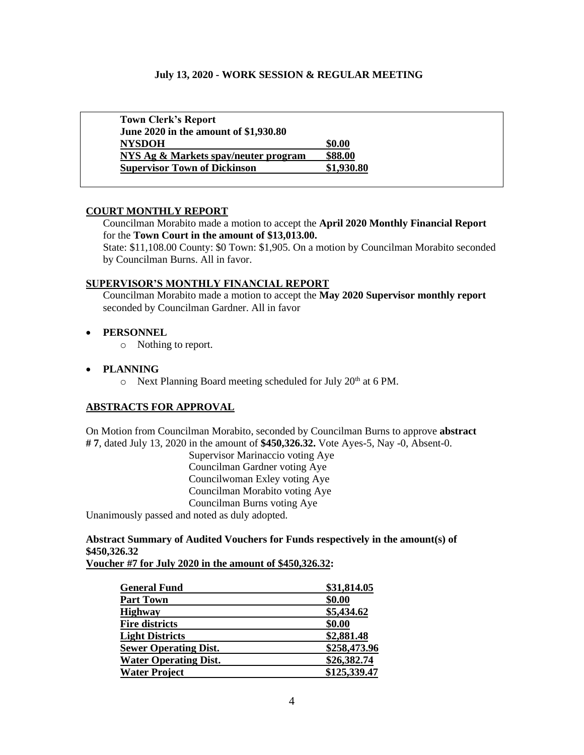**July 13, 2020 - WORK SESSION & REGULAR MEETING**

| **Town Clerk's Report** | |
|---|---|
| **June 2020 in the amount of $1,930.80** | |
| **NYSDOH** | **$0.00** |
| **NYS Ag & Markets spay/neuter program** | **$88.00** |
| **Supervisor Town of Dickinson** | **$1,930.80** |

## COURT MONTHLY REPORT

Councilman Morabito made a motion to accept the **April 2020 Monthly Financial Report** for the **Town Court in the amount of $13,013.00.**

State: $11,108.00 County: $0 Town: $1,905. On a motion by Councilman Morabito seconded by Councilman Burns. All in favor.

## SUPERVISOR'S MONTHLY FINANCIAL REPORT

Councilman Morabito made a motion to accept the **May 2020 Supervisor monthly report** seconded by Councilman Gardner. All in favor

- **PERSONNEL**
  - Nothing to report.
- **PLANNING**
  - Next Planning Board meeting scheduled for July 20th at 6 PM.

## ABSTRACTS FOR APPROVAL

On Motion from Councilman Morabito, seconded by Councilman Burns to approve **abstract # 7**, dated July 13, 2020 in the amount of **$450,326.32.** Vote Ayes-5, Nay -0, Absent-0.

Supervisor Marinaccio voting Aye
Councilman Gardner voting Aye
Councilwoman Exley voting Aye
Councilman Morabito voting Aye
Councilman Burns voting Aye

Unanimously passed and noted as duly adopted.

**Abstract Summary of Audited Vouchers for Funds respectively in the amount(s) of $450,326.32**
**Voucher #7 for July 2020 in the amount of $450,326.32:**

| Fund | Amount |
|---|---|
| **General Fund** | **$31,814.05** |
| **Part Town** | **$0.00** |
| **Highway** | **$5,434.62** |
| **Fire districts** | **$0.00** |
| **Light Districts** | **$2,881.48** |
| **Sewer Operating Dist.** | **$258,473.96** |
| **Water Operating Dist.** | **$26,382.74** |
| **Water Project** | **$125,339.47** |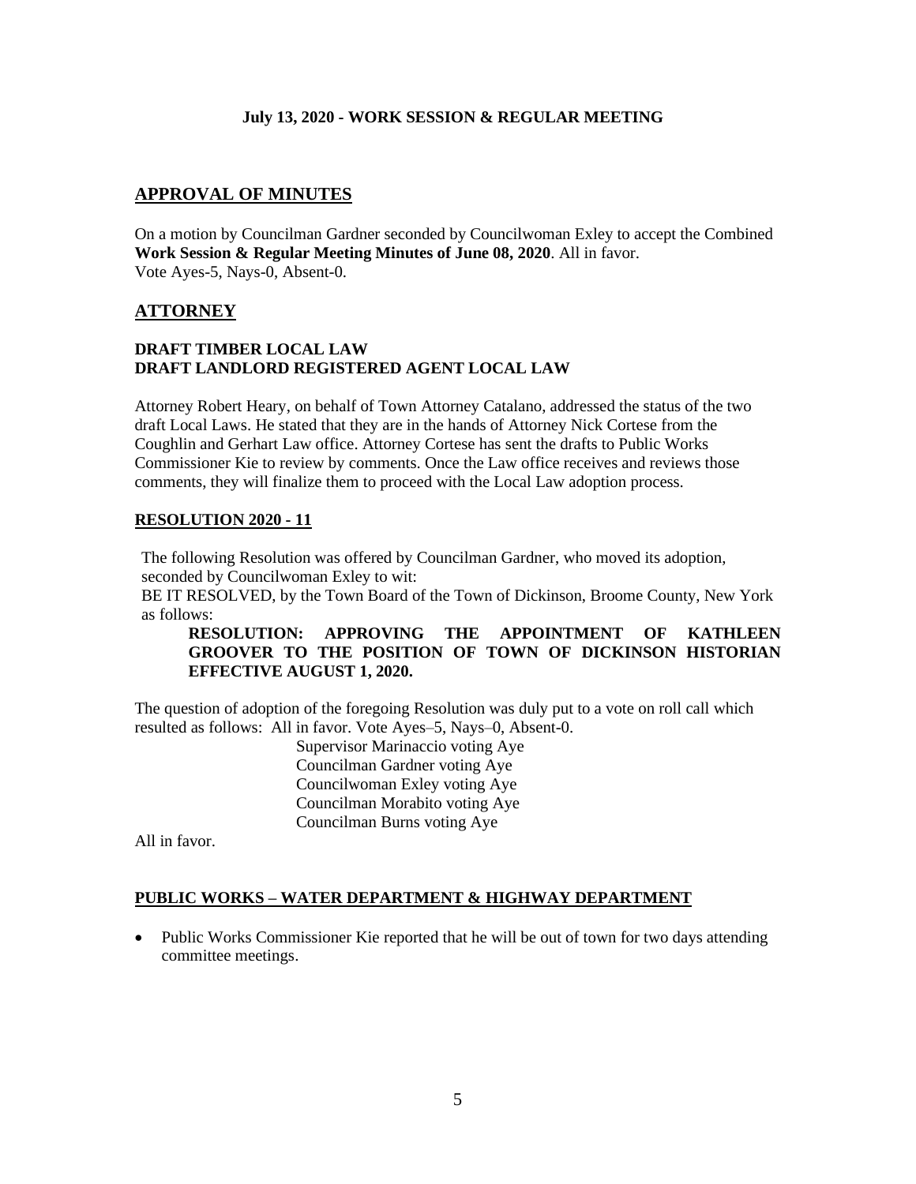**July 13, 2020 - WORK SESSION & REGULAR MEETING**

## APPROVAL OF MINUTES

On a motion by Councilman Gardner seconded by Councilwoman Exley to accept the Combined **Work Session & Regular Meeting Minutes of June 08, 2020**. All in favor.
Vote Ayes-5, Nays-0, Absent-0.

## ATTORNEY

### DRAFT TIMBER LOCAL LAW
### DRAFT LANDLORD REGISTERED AGENT LOCAL LAW

Attorney Robert Heary, on behalf of Town Attorney Catalano, addressed the status of the two draft Local Laws. He stated that they are in the hands of Attorney Nick Cortese from the Coughlin and Gerhart Law office. Attorney Cortese has sent the drafts to Public Works Commissioner Kie to review by comments. Once the Law office receives and reviews those comments, they will finalize them to proceed with the Local Law adoption process.

### RESOLUTION 2020 - 11

The following Resolution was offered by Councilman Gardner, who moved its adoption, seconded by Councilwoman Exley to wit:
BE IT RESOLVED, by the Town Board of the Town of Dickinson, Broome County, New York as follows:

**RESOLUTION: APPROVING THE APPOINTMENT OF KATHLEEN GROOVER TO THE POSITION OF TOWN OF DICKINSON HISTORIAN EFFECTIVE AUGUST 1, 2020.**

The question of adoption of the foregoing Resolution was duly put to a vote on roll call which resulted as follows: All in favor. Vote Ayes–5, Nays–0, Absent-0.

Supervisor Marinaccio voting Aye
Councilman Gardner voting Aye
Councilwoman Exley voting Aye
Councilman Morabito voting Aye
Councilman Burns voting Aye

All in favor.

### PUBLIC WORKS – WATER DEPARTMENT & HIGHWAY DEPARTMENT

- Public Works Commissioner Kie reported that he will be out of town for two days attending committee meetings.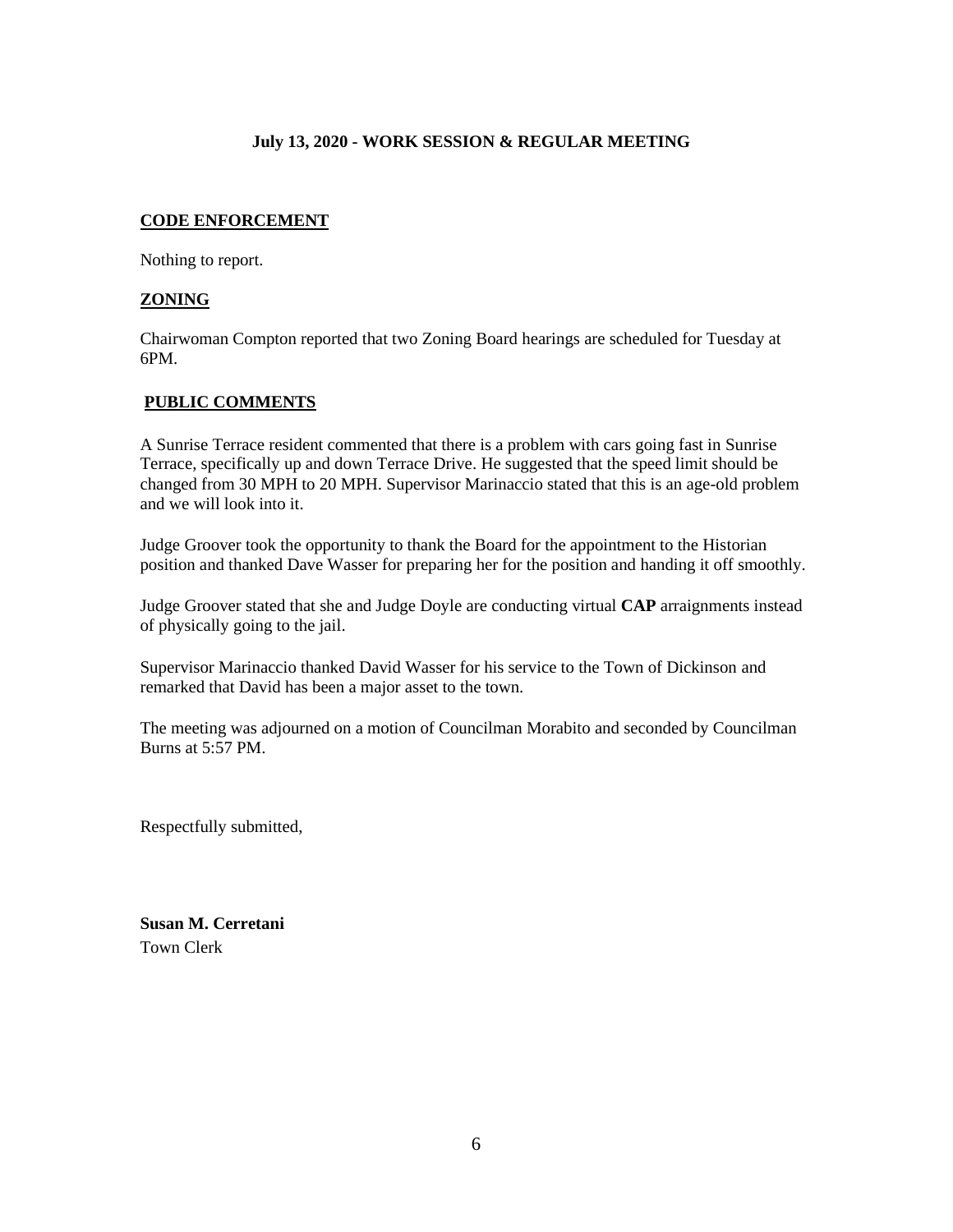**July 13, 2020 - WORK SESSION & REGULAR MEETING**

**CODE ENFORCEMENT**

Nothing to report.

**ZONING**

Chairwoman Compton reported that two Zoning Board hearings are scheduled for Tuesday at 6PM.

**PUBLIC COMMENTS**

A Sunrise Terrace resident commented that there is a problem with cars going fast in Sunrise Terrace, specifically up and down Terrace Drive. He suggested that the speed limit should be changed from 30 MPH to 20 MPH. Supervisor Marinaccio stated that this is an age-old problem and we will look into it.

Judge Groover took the opportunity to thank the Board for the appointment to the Historian position and thanked Dave Wasser for preparing her for the position and handing it off smoothly.

Judge Groover stated that she and Judge Doyle are conducting virtual **CAP** arraignments instead of physically going to the jail.

Supervisor Marinaccio thanked David Wasser for his service to the Town of Dickinson and remarked that David has been a major asset to the town.

The meeting was adjourned on a motion of Councilman Morabito and seconded by Councilman Burns at 5:57 PM.

Respectfully submitted,

**Susan M. Cerretani**
Town Clerk